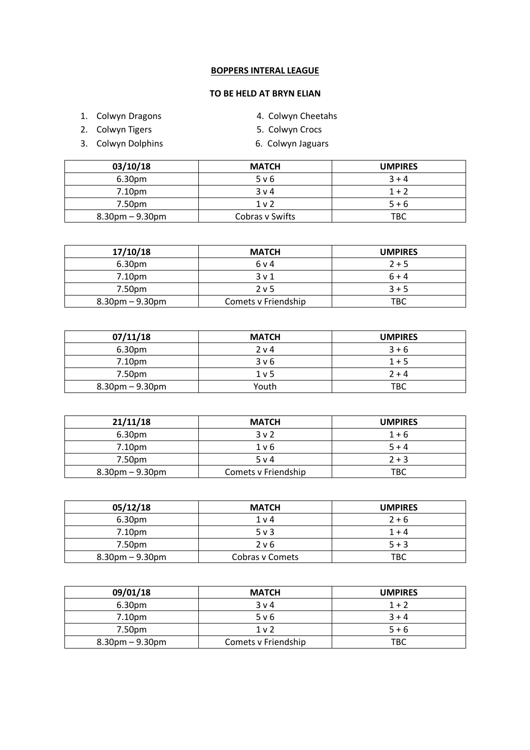**BOPPERS INTERAL LEAGUE**

**TO BE HELD AT BRYN ELIAN**

1. Colwyn Dragons
2. Colwyn Tigers
3. Colwyn Dolphins
4. Colwyn Cheetahs
5. Colwyn Crocs
6. Colwyn Jaguars

| 03/10/18 | MATCH | UMPIRES |
| --- | --- | --- |
| 6.30pm | 5 v 6 | 3 + 4 |
| 7.10pm | 3 v 4 | 1 + 2 |
| 7.50pm | 1 v 2 | 5 + 6 |
| 8.30pm – 9.30pm | Cobras v Swifts | TBC |

| 17/10/18 | MATCH | UMPIRES |
| --- | --- | --- |
| 6.30pm | 6 v 4 | 2 + 5 |
| 7.10pm | 3 v 1 | 6 + 4 |
| 7.50pm | 2 v 5 | 3 + 5 |
| 8.30pm – 9.30pm | Comets v Friendship | TBC |

| 07/11/18 | MATCH | UMPIRES |
| --- | --- | --- |
| 6.30pm | 2 v 4 | 3 + 6 |
| 7.10pm | 3 v 6 | 1 + 5 |
| 7.50pm | 1 v 5 | 2 + 4 |
| 8.30pm – 9.30pm | Youth | TBC |

| 21/11/18 | MATCH | UMPIRES |
| --- | --- | --- |
| 6.30pm | 3 v 2 | 1 + 6 |
| 7.10pm | 1 v 6 | 5 + 4 |
| 7.50pm | 5 v 4 | 2 + 3 |
| 8.30pm – 9.30pm | Comets v Friendship | TBC |

| 05/12/18 | MATCH | UMPIRES |
| --- | --- | --- |
| 6.30pm | 1 v 4 | 2 + 6 |
| 7.10pm | 5 v 3 | 1 + 4 |
| 7.50pm | 2 v 6 | 5 + 3 |
| 8.30pm – 9.30pm | Cobras v Comets | TBC |

| 09/01/18 | MATCH | UMPIRES |
| --- | --- | --- |
| 6.30pm | 3 v 4 | 1 + 2 |
| 7.10pm | 5 v 6 | 3 + 4 |
| 7.50pm | 1 v 2 | 5 + 6 |
| 8.30pm – 9.30pm | Comets v Friendship | TBC |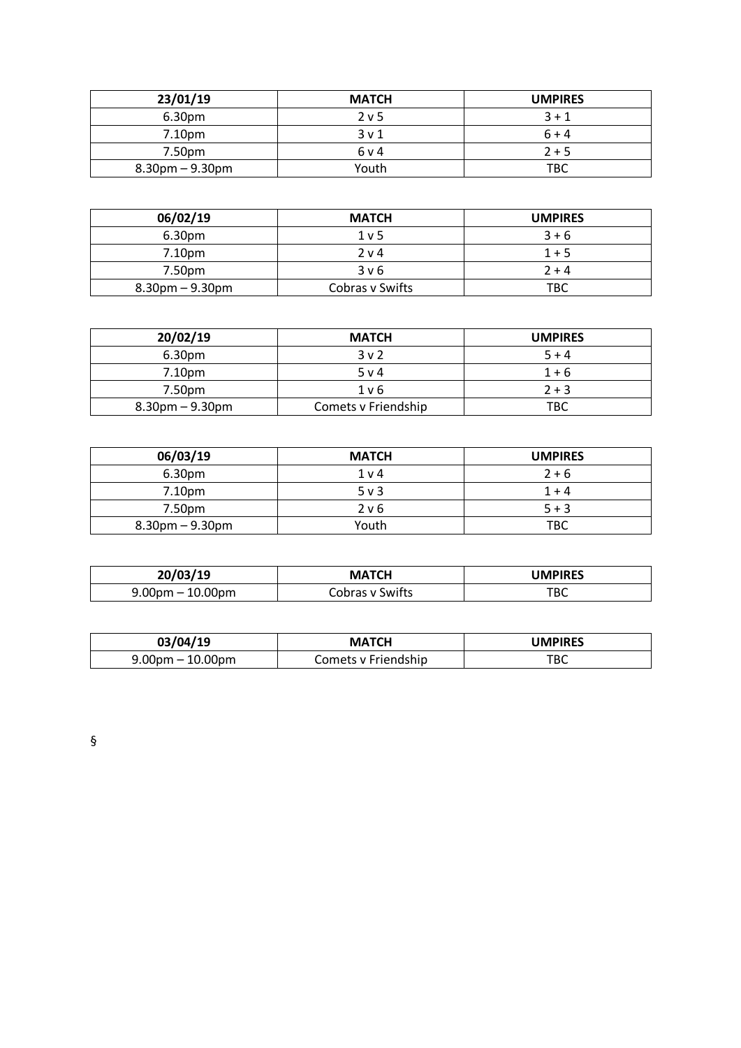| 23/01/19 | MATCH | UMPIRES |
|---|---|---|
| 6.30pm | 2 v 5 | 3 + 1 |
| 7.10pm | 3 v 1 | 6 + 4 |
| 7.50pm | 6 v 4 | 2 + 5 |
| 8.30pm – 9.30pm | Youth | TBC |

| 06/02/19 | MATCH | UMPIRES |
|---|---|---|
| 6.30pm | 1 v 5 | 3 + 6 |
| 7.10pm | 2 v 4 | 1 + 5 |
| 7.50pm | 3 v 6 | 2 + 4 |
| 8.30pm – 9.30pm | Cobras v Swifts | TBC |

| 20/02/19 | MATCH | UMPIRES |
|---|---|---|
| 6.30pm | 3 v 2 | 5 + 4 |
| 7.10pm | 5 v 4 | 1 + 6 |
| 7.50pm | 1 v 6 | 2 + 3 |
| 8.30pm – 9.30pm | Comets v Friendship | TBC |

| 06/03/19 | MATCH | UMPIRES |
|---|---|---|
| 6.30pm | 1 v 4 | 2 + 6 |
| 7.10pm | 5 v 3 | 1 + 4 |
| 7.50pm | 2 v 6 | 5 + 3 |
| 8.30pm – 9.30pm | Youth | TBC |

| 20/03/19 | MATCH | UMPIRES |
|---|---|---|
| 9.00pm – 10.00pm | Cobras v Swifts | TBC |

| 03/04/19 | MATCH | UMPIRES |
|---|---|---|
| 9.00pm – 10.00pm | Comets v Friendship | TBC |

§